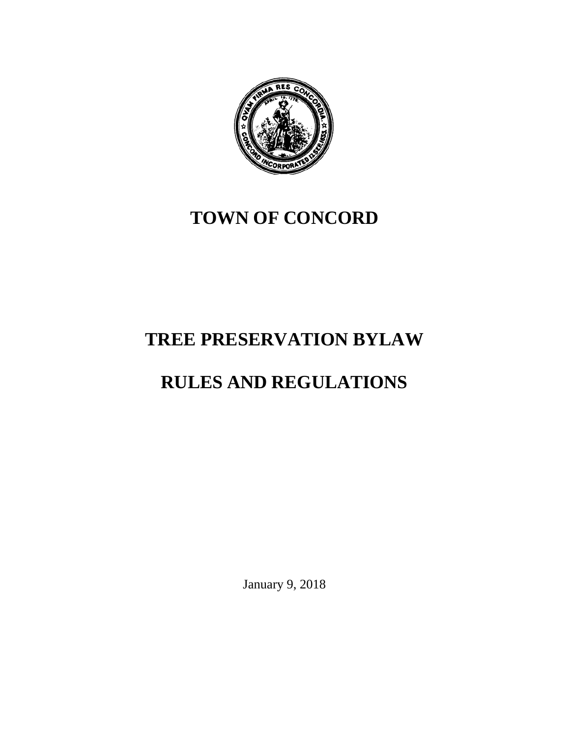# TOWN OF CONCORD

# TREE PRESERVATION BYLAW

# RULES AND REGULATIONS

January 9, 2018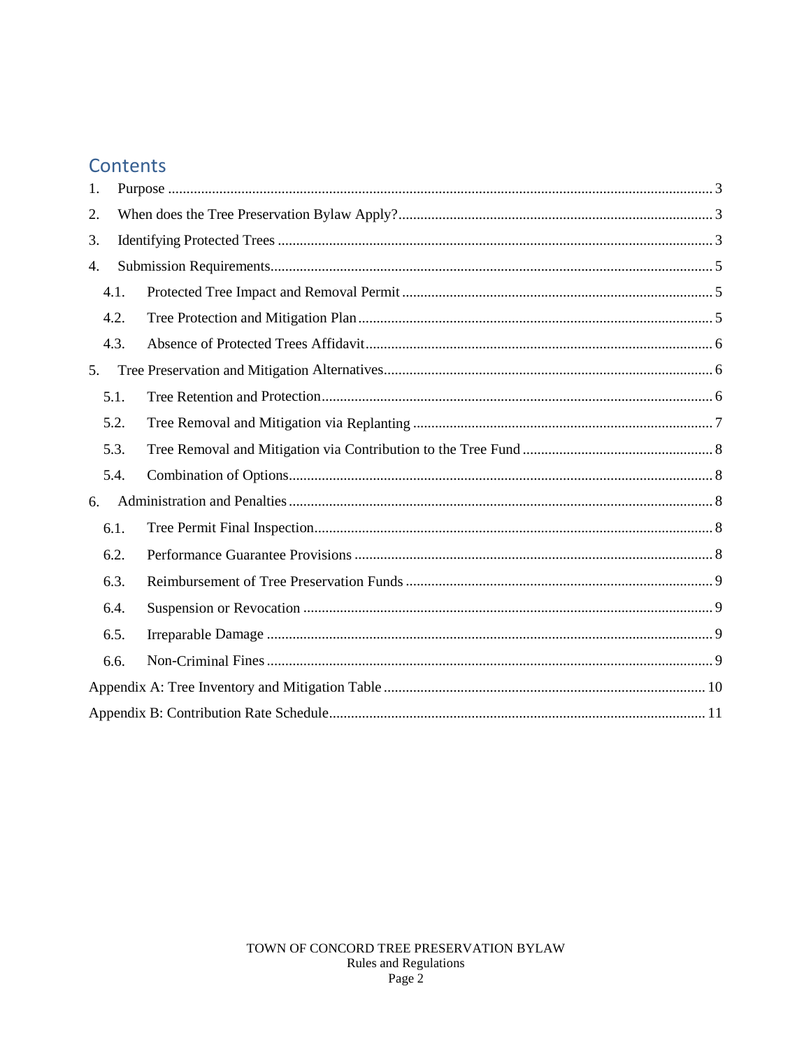## Contents

1. Purpose .................................................................................................................................... 3
2. When does the Tree Preservation Bylaw Apply? ..................................................................... 3
3. Identifying Protected Trees ...................................................................................................... 3
4. Submission Requirements ........................................................................................................ 5
   - 4.1. Protected Tree Impact and Removal Permit .................................................................... 5
   - 4.2. Tree Protection and Mitigation Plan ................................................................................ 5
   - 4.3. Absence of Protected Trees Affidavit .............................................................................. 6
5. Tree Preservation and Mitigation Alternatives ......................................................................... 6
   - 5.1. Tree Retention and Protection .......................................................................................... 6
   - 5.2. Tree Removal and Mitigation via Replanting ................................................................. 7
   - 5.3. Tree Removal and Mitigation via Contribution to the Tree Fund ................................... 8
   - 5.4. Combination of Options ................................................................................................... 8
6. Administration and Penalties ................................................................................................... 8
   - 6.1. Tree Permit Final Inspection ............................................................................................ 8
   - 6.2. Performance Guarantee Provisions ................................................................................. 8
   - 6.3. Reimbursement of Tree Preservation Funds ................................................................... 9
   - 6.4. Suspension or Revocation ............................................................................................... 9
   - 6.5. Irreparable Damage ......................................................................................................... 9
   - 6.6. Non-Criminal Fines ......................................................................................................... 9

Appendix A: Tree Inventory and Mitigation Table ....................................................................... 10

Appendix B: Contribution Rate Schedule ..................................................................................... 11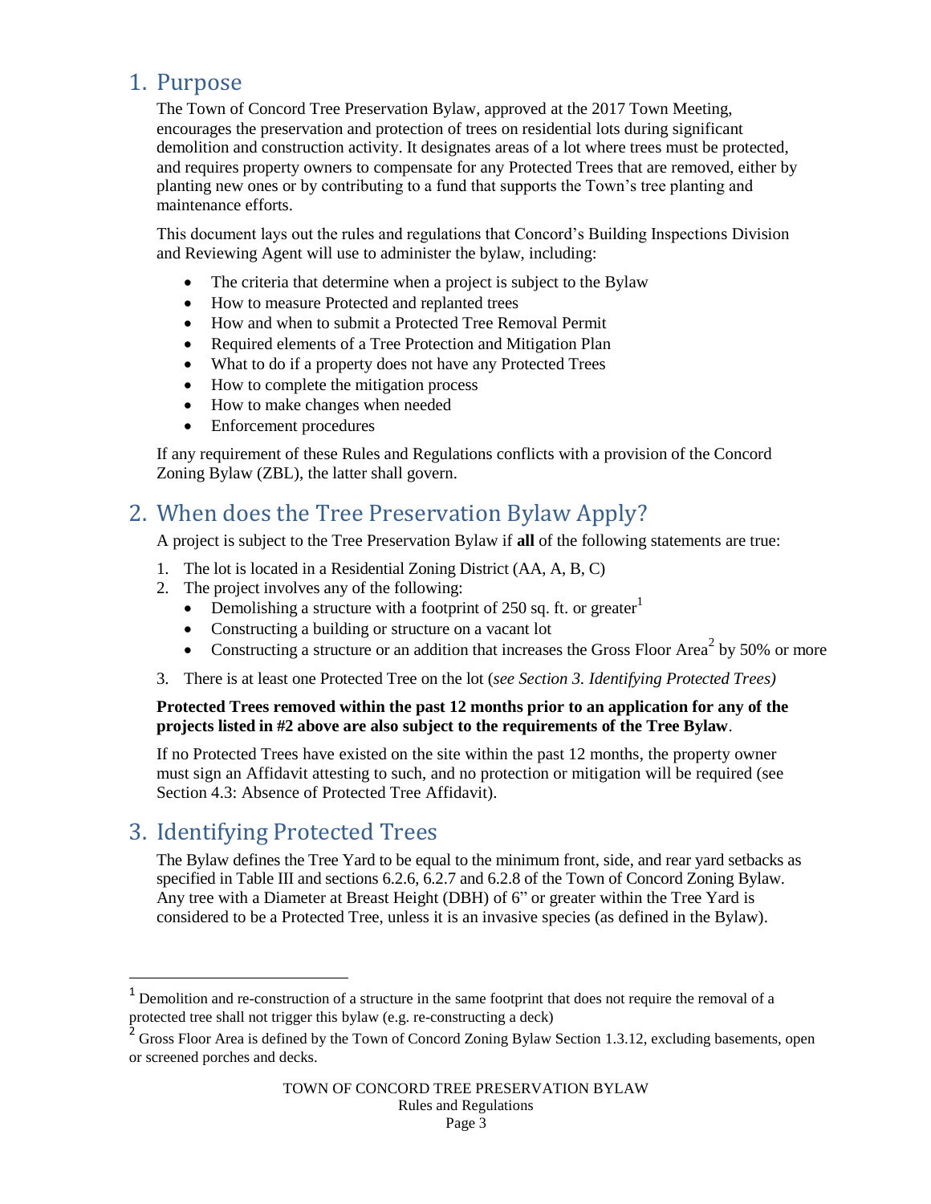## 1. Purpose

The Town of Concord Tree Preservation Bylaw, approved at the 2017 Town Meeting, encourages the preservation and protection of trees on residential lots during significant demolition and construction activity. It designates areas of a lot where trees must be protected, and requires property owners to compensate for any Protected Trees that are removed, either by planting new ones or by contributing to a fund that supports the Town's tree planting and maintenance efforts.

This document lays out the rules and regulations that Concord's Building Inspections Division and Reviewing Agent will use to administer the bylaw, including:

- The criteria that determine when a project is subject to the Bylaw
- How to measure Protected and replanted trees
- How and when to submit a Protected Tree Removal Permit
- Required elements of a Tree Protection and Mitigation Plan
- What to do if a property does not have any Protected Trees
- How to complete the mitigation process
- How to make changes when needed
- Enforcement procedures

If any requirement of these Rules and Regulations conflicts with a provision of the Concord Zoning Bylaw (ZBL), the latter shall govern.

## 2. When does the Tree Preservation Bylaw Apply?

A project is subject to the Tree Preservation Bylaw if **all** of the following statements are true:

1. The lot is located in a Residential Zoning District (AA, A, B, C)
2. The project involves any of the following:
   - Demolishing a structure with a footprint of 250 sq. ft. or greater[1]
   - Constructing a building or structure on a vacant lot
   - Constructing a structure or an addition that increases the Gross Floor Area[2] by 50% or more
3. There is at least one Protected Tree on the lot (*see Section 3. Identifying Protected Trees)*

**Protected Trees removed within the past 12 months prior to an application for any of the projects listed in #2 above are also subject to the requirements of the Tree Bylaw**.

If no Protected Trees have existed on the site within the past 12 months, the property owner must sign an Affidavit attesting to such, and no protection or mitigation will be required (see Section 4.3: Absence of Protected Tree Affidavit).

## 3. Identifying Protected Trees

The Bylaw defines the Tree Yard to be equal to the minimum front, side, and rear yard setbacks as specified in Table III and sections 6.2.6, 6.2.7 and 6.2.8 of the Town of Concord Zoning Bylaw. Any tree with a Diameter at Breast Height (DBH) of 6" or greater within the Tree Yard is considered to be a Protected Tree, unless it is an invasive species (as defined in the Bylaw).

---

[1] Demolition and re-construction of a structure in the same footprint that does not require the removal of a protected tree shall not trigger this bylaw (e.g. re-constructing a deck)

[2] Gross Floor Area is defined by the Town of Concord Zoning Bylaw Section 1.3.12, excluding basements, open or screened porches and decks.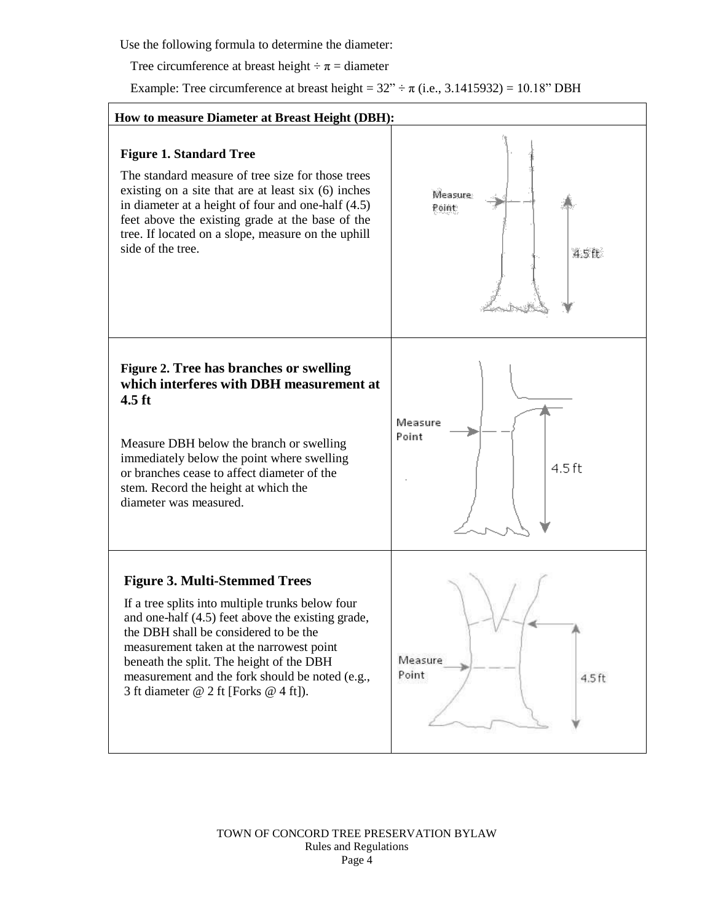Use the following formula to determine the diameter:

Tree circumference at breast height ÷ π = diameter

Example: Tree circumference at breast height = 32” ÷ π (i.e., 3.1415932) = 10.18” DBH

| **How to measure Diameter at Breast Height (DBH):** | |
|---|---|
| **Figure 1. Standard Tree**<br><br>The standard measure of tree size for those trees existing on a site that are at least six (6) inches in diameter at a height of four and one-half (4.5) feet above the existing grade at the base of the tree. If located on a slope, measure on the uphill side of the tree. | Measure Point<br>4.5 ft |
| **Figure 2. Tree has branches or swelling which interferes with DBH measurement at 4.5 ft**<br><br>Measure DBH below the branch or swelling immediately below the point where swelling or branches cease to affect diameter of the stem. Record the height at which the diameter was measured. | Measure Point<br>4.5 ft |
| **Figure 3. Multi-Stemmed Trees**<br><br>If a tree splits into multiple trunks below four and one-half (4.5) feet above the existing grade, the DBH shall be considered to be the measurement taken at the narrowest point beneath the split. The height of the DBH measurement and the fork should be noted (e.g., 3 ft diameter @ 2 ft [Forks @ 4 ft]). | Measure Point<br>4.5 ft |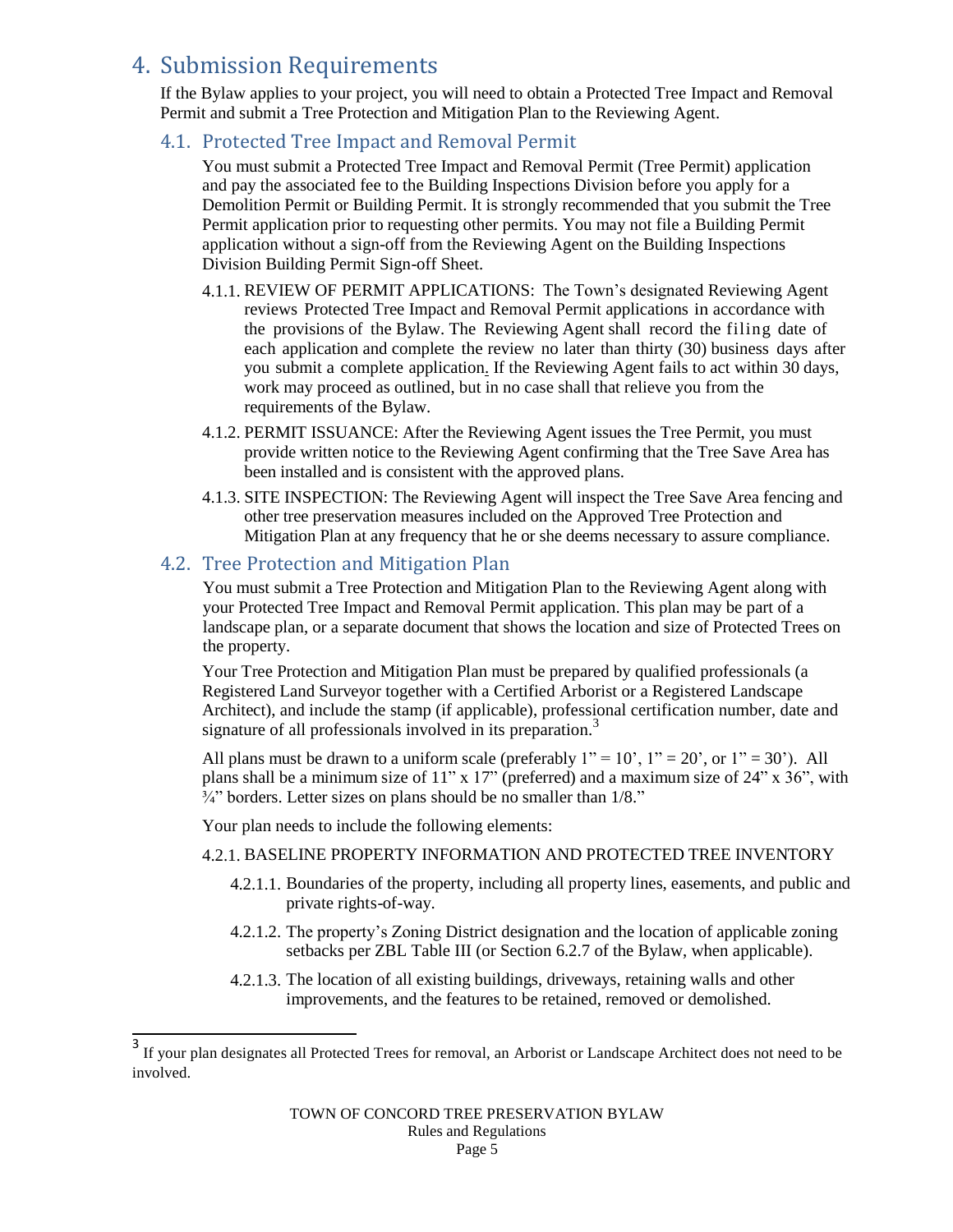# 4. Submission Requirements

If the Bylaw applies to your project, you will need to obtain a Protected Tree Impact and Removal Permit and submit a Tree Protection and Mitigation Plan to the Reviewing Agent.

## 4.1. Protected Tree Impact and Removal Permit

You must submit a Protected Tree Impact and Removal Permit (Tree Permit) application and pay the associated fee to the Building Inspections Division before you apply for a Demolition Permit or Building Permit. It is strongly recommended that you submit the Tree Permit application prior to requesting other permits. You may not file a Building Permit application without a sign-off from the Reviewing Agent on the Building Inspections Division Building Permit Sign-off Sheet.

4.1.1. REVIEW OF PERMIT APPLICATIONS: The Town's designated Reviewing Agent reviews Protected Tree Impact and Removal Permit applications in accordance with the provisions of the Bylaw. The Reviewing Agent shall record the filing date of each application and complete the review no later than thirty (30) business days after you submit a complete application. If the Reviewing Agent fails to act within 30 days, work may proceed as outlined, but in no case shall that relieve you from the requirements of the Bylaw.

4.1.2. PERMIT ISSUANCE: After the Reviewing Agent issues the Tree Permit, you must provide written notice to the Reviewing Agent confirming that the Tree Save Area has been installed and is consistent with the approved plans.

4.1.3. SITE INSPECTION: The Reviewing Agent will inspect the Tree Save Area fencing and other tree preservation measures included on the Approved Tree Protection and Mitigation Plan at any frequency that he or she deems necessary to assure compliance.

## 4.2. Tree Protection and Mitigation Plan

You must submit a Tree Protection and Mitigation Plan to the Reviewing Agent along with your Protected Tree Impact and Removal Permit application. This plan may be part of a landscape plan, or a separate document that shows the location and size of Protected Trees on the property.

Your Tree Protection and Mitigation Plan must be prepared by qualified professionals (a Registered Land Surveyor together with a Certified Arborist or a Registered Landscape Architect), and include the stamp (if applicable), professional certification number, date and signature of all professionals involved in its preparation.[3]

All plans must be drawn to a uniform scale (preferably 1" = 10', 1" = 20', or 1" = 30'). All plans shall be a minimum size of 11" x 17" (preferred) and a maximum size of 24" x 36", with ¾" borders. Letter sizes on plans should be no smaller than 1/8."

Your plan needs to include the following elements:

4.2.1. BASELINE PROPERTY INFORMATION AND PROTECTED TREE INVENTORY

4.2.1.1. Boundaries of the property, including all property lines, easements, and public and private rights-of-way.

4.2.1.2. The property's Zoning District designation and the location of applicable zoning setbacks per ZBL Table III (or Section 6.2.7 of the Bylaw, when applicable).

4.2.1.3. The location of all existing buildings, driveways, retaining walls and other improvements, and the features to be retained, removed or demolished.

---

[3] If your plan designates all Protected Trees for removal, an Arborist or Landscape Architect does not need to be involved.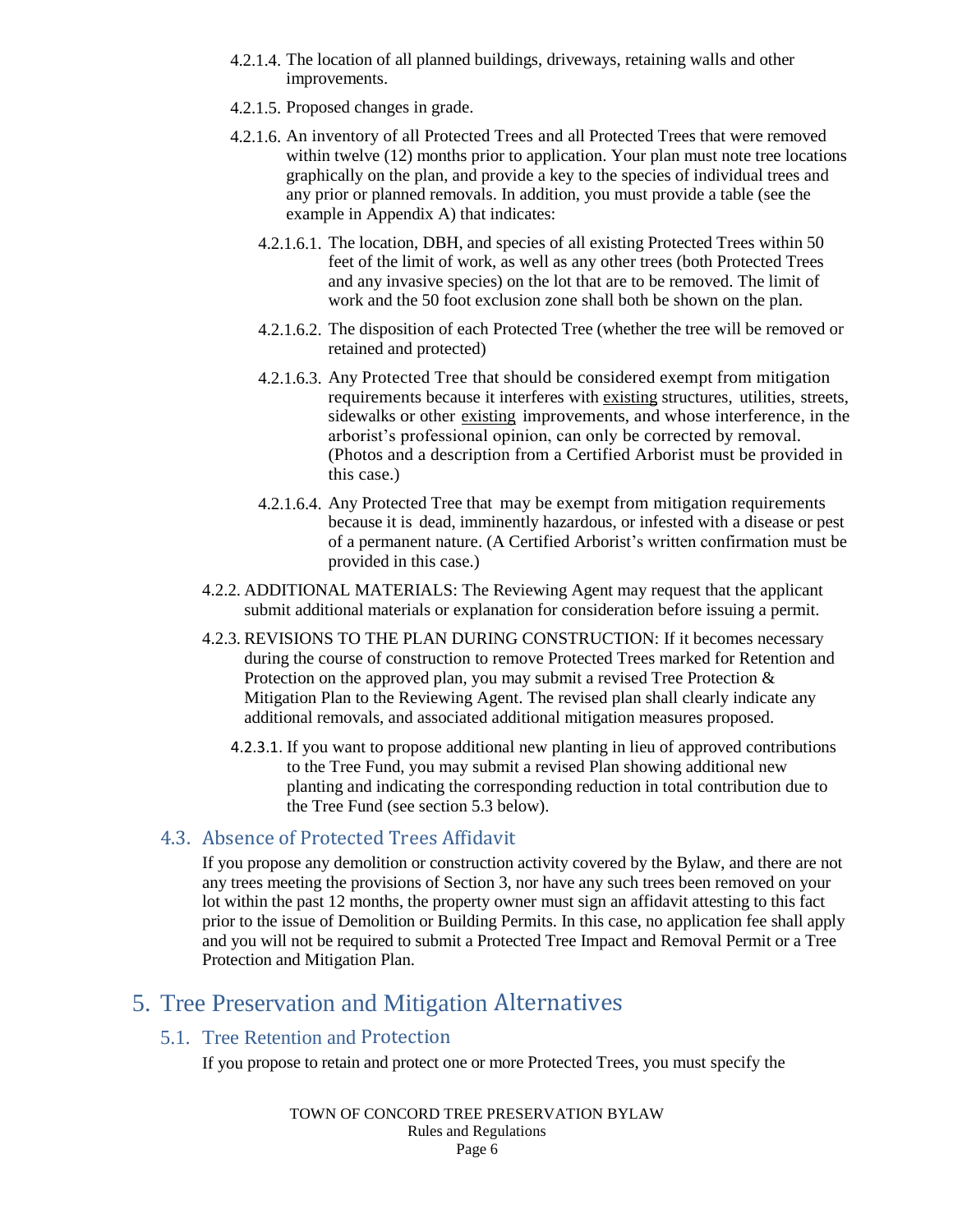4.2.1.4. The location of all planned buildings, driveways, retaining walls and other improvements.

4.2.1.5. Proposed changes in grade.

4.2.1.6. An inventory of all Protected Trees and all Protected Trees that were removed within twelve (12) months prior to application. Your plan must note tree locations graphically on the plan, and provide a key to the species of individual trees and any prior or planned removals. In addition, you must provide a table (see the example in Appendix A) that indicates:

4.2.1.6.1. The location, DBH, and species of all existing Protected Trees within 50 feet of the limit of work, as well as any other trees (both Protected Trees and any invasive species) on the lot that are to be removed. The limit of work and the 50 foot exclusion zone shall both be shown on the plan.

4.2.1.6.2. The disposition of each Protected Tree (whether the tree will be removed or retained and protected)

4.2.1.6.3. Any Protected Tree that should be considered exempt from mitigation requirements because it interferes with existing structures, utilities, streets, sidewalks or other existing improvements, and whose interference, in the arborist's professional opinion, can only be corrected by removal. (Photos and a description from a Certified Arborist must be provided in this case.)

4.2.1.6.4. Any Protected Tree that may be exempt from mitigation requirements because it is dead, imminently hazardous, or infested with a disease or pest of a permanent nature. (A Certified Arborist's written confirmation must be provided in this case.)

4.2.2. ADDITIONAL MATERIALS: The Reviewing Agent may request that the applicant submit additional materials or explanation for consideration before issuing a permit.

4.2.3. REVISIONS TO THE PLAN DURING CONSTRUCTION: If it becomes necessary during the course of construction to remove Protected Trees marked for Retention and Protection on the approved plan, you may submit a revised Tree Protection & Mitigation Plan to the Reviewing Agent. The revised plan shall clearly indicate any additional removals, and associated additional mitigation measures proposed.

4.2.3.1. If you want to propose additional new planting in lieu of approved contributions to the Tree Fund, you may submit a revised Plan showing additional new planting and indicating the corresponding reduction in total contribution due to the Tree Fund (see section 5.3 below).

## 4.3. Absence of Protected Trees Affidavit

If you propose any demolition or construction activity covered by the Bylaw, and there are not any trees meeting the provisions of Section 3, nor have any such trees been removed on your lot within the past 12 months, the property owner must sign an affidavit attesting to this fact prior to the issue of Demolition or Building Permits. In this case, no application fee shall apply and you will not be required to submit a Protected Tree Impact and Removal Permit or a Tree Protection and Mitigation Plan.

# 5. Tree Preservation and Mitigation Alternatives

## 5.1. Tree Retention and Protection

If you propose to retain and protect one or more Protected Trees, you must specify the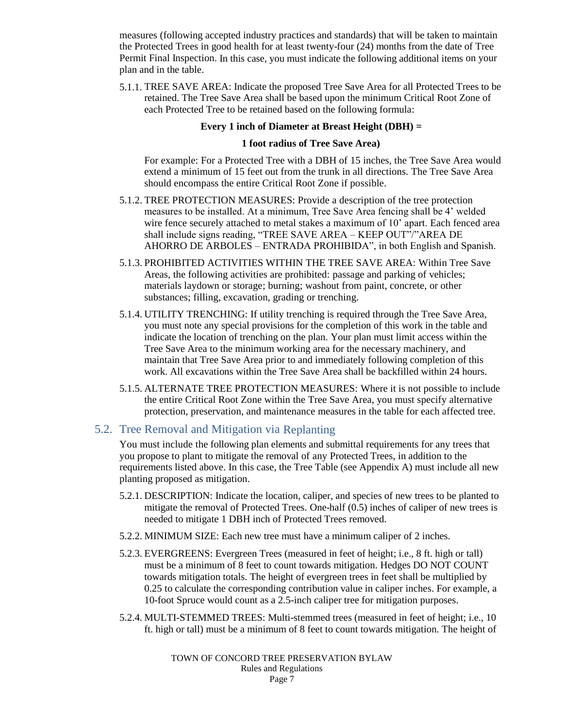measures (following accepted industry practices and standards) that will be taken to maintain the Protected Trees in good health for at least twenty-four (24) months from the date of Tree Permit Final Inspection. In this case, you must indicate the following additional items on your plan and in the table.

5.1.1. TREE SAVE AREA: Indicate the proposed Tree Save Area for all Protected Trees to be retained. The Tree Save Area shall be based upon the minimum Critical Root Zone of each Protected Tree to be retained based on the following formula:

**Every 1 inch of Diameter at Breast Height (DBH) =**

**1 foot radius of Tree Save Area)**

For example: For a Protected Tree with a DBH of 15 inches, the Tree Save Area would extend a minimum of 15 feet out from the trunk in all directions. The Tree Save Area should encompass the entire Critical Root Zone if possible.

5.1.2. TREE PROTECTION MEASURES: Provide a description of the tree protection measures to be installed. At a minimum, Tree Save Area fencing shall be 4' welded wire fence securely attached to metal stakes a maximum of 10' apart. Each fenced area shall include signs reading, "TREE SAVE AREA – KEEP OUT"/"AREA DE AHORRO DE ARBOLES – ENTRADA PROHIBIDA", in both English and Spanish.

5.1.3. PROHIBITED ACTIVITIES WITHIN THE TREE SAVE AREA: Within Tree Save Areas, the following activities are prohibited: passage and parking of vehicles; materials laydown or storage; burning; washout from paint, concrete, or other substances; filling, excavation, grading or trenching.

5.1.4. UTILITY TRENCHING: If utility trenching is required through the Tree Save Area, you must note any special provisions for the completion of this work in the table and indicate the location of trenching on the plan. Your plan must limit access within the Tree Save Area to the minimum working area for the necessary machinery, and maintain that Tree Save Area prior to and immediately following completion of this work. All excavations within the Tree Save Area shall be backfilled within 24 hours.

5.1.5. ALTERNATE TREE PROTECTION MEASURES: Where it is not possible to include the entire Critical Root Zone within the Tree Save Area, you must specify alternative protection, preservation, and maintenance measures in the table for each affected tree.

## 5.2. Tree Removal and Mitigation via Replanting

You must include the following plan elements and submittal requirements for any trees that you propose to plant to mitigate the removal of any Protected Trees, in addition to the requirements listed above. In this case, the Tree Table (see Appendix A) must include all new planting proposed as mitigation.

5.2.1. DESCRIPTION: Indicate the location, caliper, and species of new trees to be planted to mitigate the removal of Protected Trees. One-half (0.5) inches of caliper of new trees is needed to mitigate 1 DBH inch of Protected Trees removed.

5.2.2. MINIMUM SIZE: Each new tree must have a minimum caliper of 2 inches.

5.2.3. EVERGREENS: Evergreen Trees (measured in feet of height; i.e., 8 ft. high or tall) must be a minimum of 8 feet to count towards mitigation. Hedges DO NOT COUNT towards mitigation totals. The height of evergreen trees in feet shall be multiplied by 0.25 to calculate the corresponding contribution value in caliper inches. For example, a 10-foot Spruce would count as a 2.5-inch caliper tree for mitigation purposes.

5.2.4. MULTI-STEMMED TREES: Multi-stemmed trees (measured in feet of height; i.e., 10 ft. high or tall) must be a minimum of 8 feet to count towards mitigation. The height of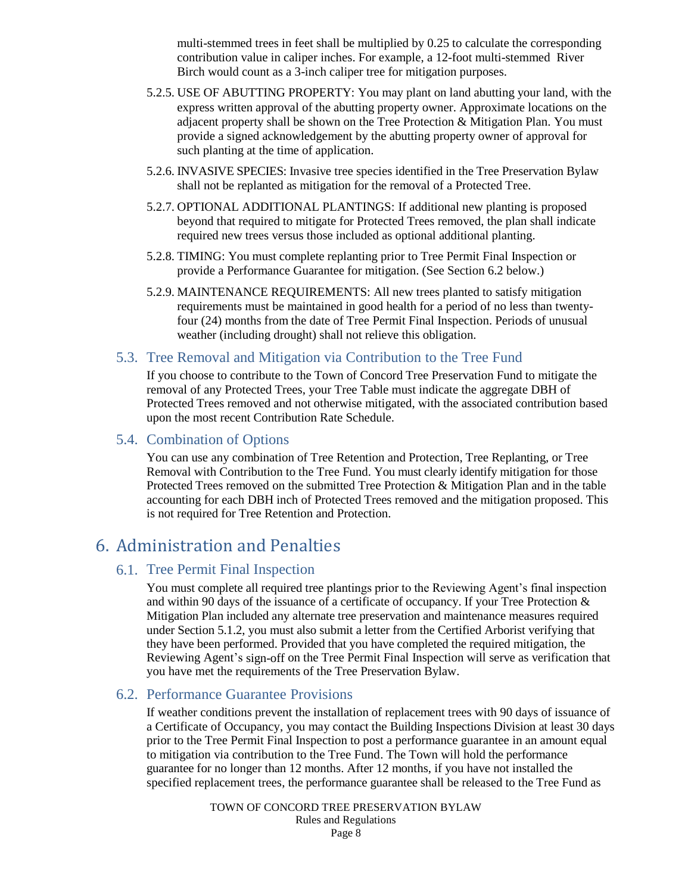multi-stemmed trees in feet shall be multiplied by 0.25 to calculate the corresponding contribution value in caliper inches. For example, a 12-foot multi-stemmed River Birch would count as a 3-inch caliper tree for mitigation purposes.

5.2.5. USE OF ABUTTING PROPERTY: You may plant on land abutting your land, with the express written approval of the abutting property owner. Approximate locations on the adjacent property shall be shown on the Tree Protection & Mitigation Plan. You must provide a signed acknowledgement by the abutting property owner of approval for such planting at the time of application.

5.2.6. INVASIVE SPECIES: Invasive tree species identified in the Tree Preservation Bylaw shall not be replanted as mitigation for the removal of a Protected Tree.

5.2.7. OPTIONAL ADDITIONAL PLANTINGS: If additional new planting is proposed beyond that required to mitigate for Protected Trees removed, the plan shall indicate required new trees versus those included as optional additional planting.

5.2.8. TIMING: You must complete replanting prior to Tree Permit Final Inspection or provide a Performance Guarantee for mitigation. (See Section 6.2 below.)

5.2.9. MAINTENANCE REQUIREMENTS: All new trees planted to satisfy mitigation requirements must be maintained in good health for a period of no less than twenty-four (24) months from the date of Tree Permit Final Inspection. Periods of unusual weather (including drought) shall not relieve this obligation.

### 5.3. Tree Removal and Mitigation via Contribution to the Tree Fund

If you choose to contribute to the Town of Concord Tree Preservation Fund to mitigate the removal of any Protected Trees, your Tree Table must indicate the aggregate DBH of Protected Trees removed and not otherwise mitigated, with the associated contribution based upon the most recent Contribution Rate Schedule.

### 5.4. Combination of Options

You can use any combination of Tree Retention and Protection, Tree Replanting, or Tree Removal with Contribution to the Tree Fund. You must clearly identify mitigation for those Protected Trees removed on the submitted Tree Protection & Mitigation Plan and in the table accounting for each DBH inch of Protected Trees removed and the mitigation proposed. This is not required for Tree Retention and Protection.

## 6. Administration and Penalties

### 6.1. Tree Permit Final Inspection

You must complete all required tree plantings prior to the Reviewing Agent's final inspection and within 90 days of the issuance of a certificate of occupancy. If your Tree Protection & Mitigation Plan included any alternate tree preservation and maintenance measures required under Section 5.1.2, you must also submit a letter from the Certified Arborist verifying that they have been performed. Provided that you have completed the required mitigation, the Reviewing Agent's sign-off on the Tree Permit Final Inspection will serve as verification that you have met the requirements of the Tree Preservation Bylaw.

### 6.2. Performance Guarantee Provisions

If weather conditions prevent the installation of replacement trees with 90 days of issuance of a Certificate of Occupancy, you may contact the Building Inspections Division at least 30 days prior to the Tree Permit Final Inspection to post a performance guarantee in an amount equal to mitigation via contribution to the Tree Fund. The Town will hold the performance guarantee for no longer than 12 months. After 12 months, if you have not installed the specified replacement trees, the performance guarantee shall be released to the Tree Fund as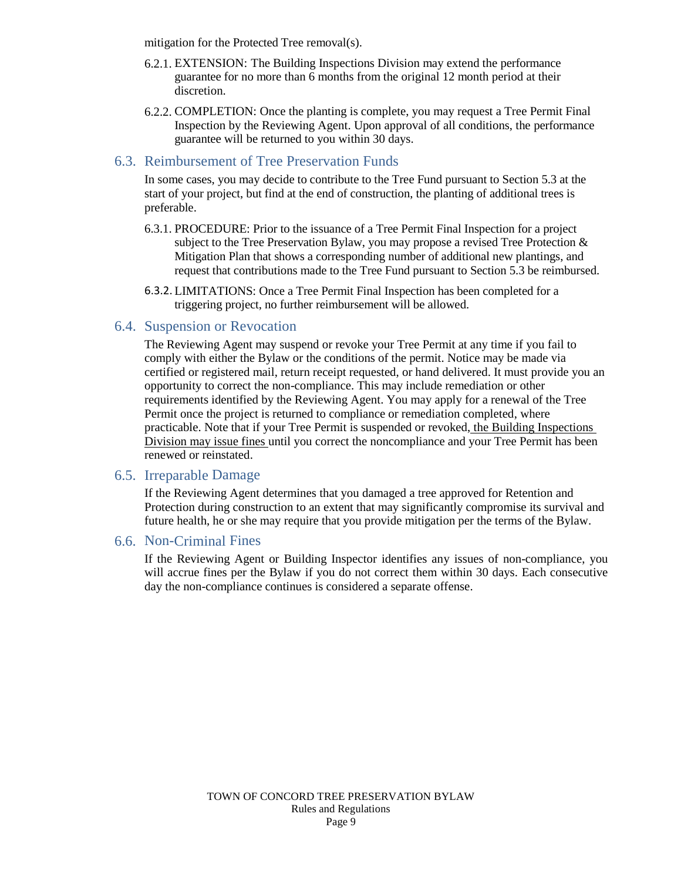mitigation for the Protected Tree removal(s).

6.2.1. EXTENSION: The Building Inspections Division may extend the performance guarantee for no more than 6 months from the original 12 month period at their discretion.

6.2.2. COMPLETION: Once the planting is complete, you may request a Tree Permit Final Inspection by the Reviewing Agent. Upon approval of all conditions, the performance guarantee will be returned to you within 30 days.

## 6.3. Reimbursement of Tree Preservation Funds

In some cases, you may decide to contribute to the Tree Fund pursuant to Section 5.3 at the start of your project, but find at the end of construction, the planting of additional trees is preferable.

6.3.1. PROCEDURE: Prior to the issuance of a Tree Permit Final Inspection for a project subject to the Tree Preservation Bylaw, you may propose a revised Tree Protection & Mitigation Plan that shows a corresponding number of additional new plantings, and request that contributions made to the Tree Fund pursuant to Section 5.3 be reimbursed.

6.3.2. LIMITATIONS: Once a Tree Permit Final Inspection has been completed for a triggering project, no further reimbursement will be allowed.

## 6.4. Suspension or Revocation

The Reviewing Agent may suspend or revoke your Tree Permit at any time if you fail to comply with either the Bylaw or the conditions of the permit. Notice may be made via certified or registered mail, return receipt requested, or hand delivered. It must provide you an opportunity to correct the non-compliance. This may include remediation or other requirements identified by the Reviewing Agent. You may apply for a renewal of the Tree Permit once the project is returned to compliance or remediation completed, where practicable. Note that if your Tree Permit is suspended or revoked, the Building Inspections Division may issue fines until you correct the noncompliance and your Tree Permit has been renewed or reinstated.

## 6.5. Irreparable Damage

If the Reviewing Agent determines that you damaged a tree approved for Retention and Protection during construction to an extent that may significantly compromise its survival and future health, he or she may require that you provide mitigation per the terms of the Bylaw.

## 6.6. Non-Criminal Fines

If the Reviewing Agent or Building Inspector identifies any issues of non-compliance, you will accrue fines per the Bylaw if you do not correct them within 30 days. Each consecutive day the non-compliance continues is considered a separate offense.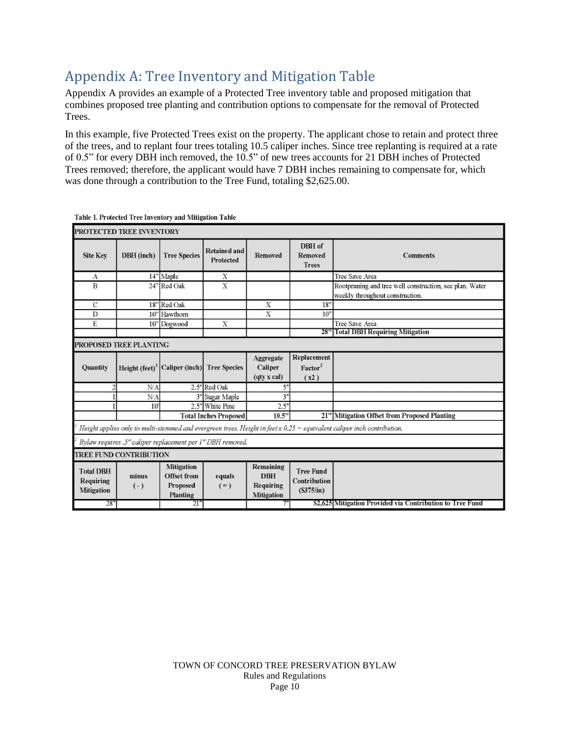# Appendix A: Tree Inventory and Mitigation Table

Appendix A provides an example of a Protected Tree inventory table and proposed mitigation that combines proposed tree planting and contribution options to compensate for the removal of Protected Trees.

In this example, five Protected Trees exist on the property. The applicant chose to retain and protect three of the trees, and to replant four trees totaling 10.5 caliper inches. Since tree replanting is required at a rate of 0.5" for every DBH inch removed, the 10.5" of new trees accounts for 21 DBH inches of Protected Trees removed; therefore, the applicant would have 7 DBH inches remaining to compensate for, which was done through a contribution to the Tree Fund, totaling $2,625.00.

**Table 1. Protected Tree Inventory and Mitigation Table**

| PROTECTED TREE INVENTORY | | | | | | |
|---|---|---|---|---|---|---|
| **Site Key** | **DBH (inch)** | **Tree Species** | **Retained and Protected** | **Removed** | **DBH of Removed Trees** | **Comments** |
| A | 14" | Maple | X | | | Tree Save Area |
| B | 24" | Red Oak | X | | | Rootpruning and tree well construction, see plan. Water weekly throughout construction. |
| C | 18" | Red Oak | | X | 18" | |
| D | 10" | Hawthorn | | X | 10" | |
| E | 10" | Dogwood | X | | | Tree Save Area |
| | | | | | 28" | Total DBH Requiring Mitigation |
| **PROPOSED TREE PLANTING** | | | | | | |
| **Quantity** | **Height (feet)[1]** | **Caliper (inch)** | **Tree Species** | **Aggregate Caliper (qty x cal)** | **Replacement Factor[2] ( x2 )** | |
| 2 | N/A | 2.5" | Red Oak | 5" | | |
| 1 | N/A | 3" | Sugar Maple | 3" | | |
| 1 | 10' | 2.5" | White Pine | 2.5" | | |
| | | | Total Inches Proposed | 10.5" | 21" | Mitigation Offset from Proposed Planting |
| *[1] Height applies only to multi-stemmed and evergreen trees. Height in feet x 0.25 = equivalent caliper inch contribution.* | | | | | | |
| *[2] Bylaw requires .5" caliper replacement per 1" DBH removed.* | | | | | | |
| **TREE FUND CONTRIBUTION** | | | | | | |
| **Total DBH Requiring Mitigation** | **minus ( - )** | **Mitigation Offset from Proposed Planting** | **equals ( = )** | **Remaining DBH Requiring Mitigation** | **Tree Fund Contribution ($375/in)** | |
| 28" | | 21" | | 7" | $2,625 | Mitigation Provided via Contribution to Tree Fund |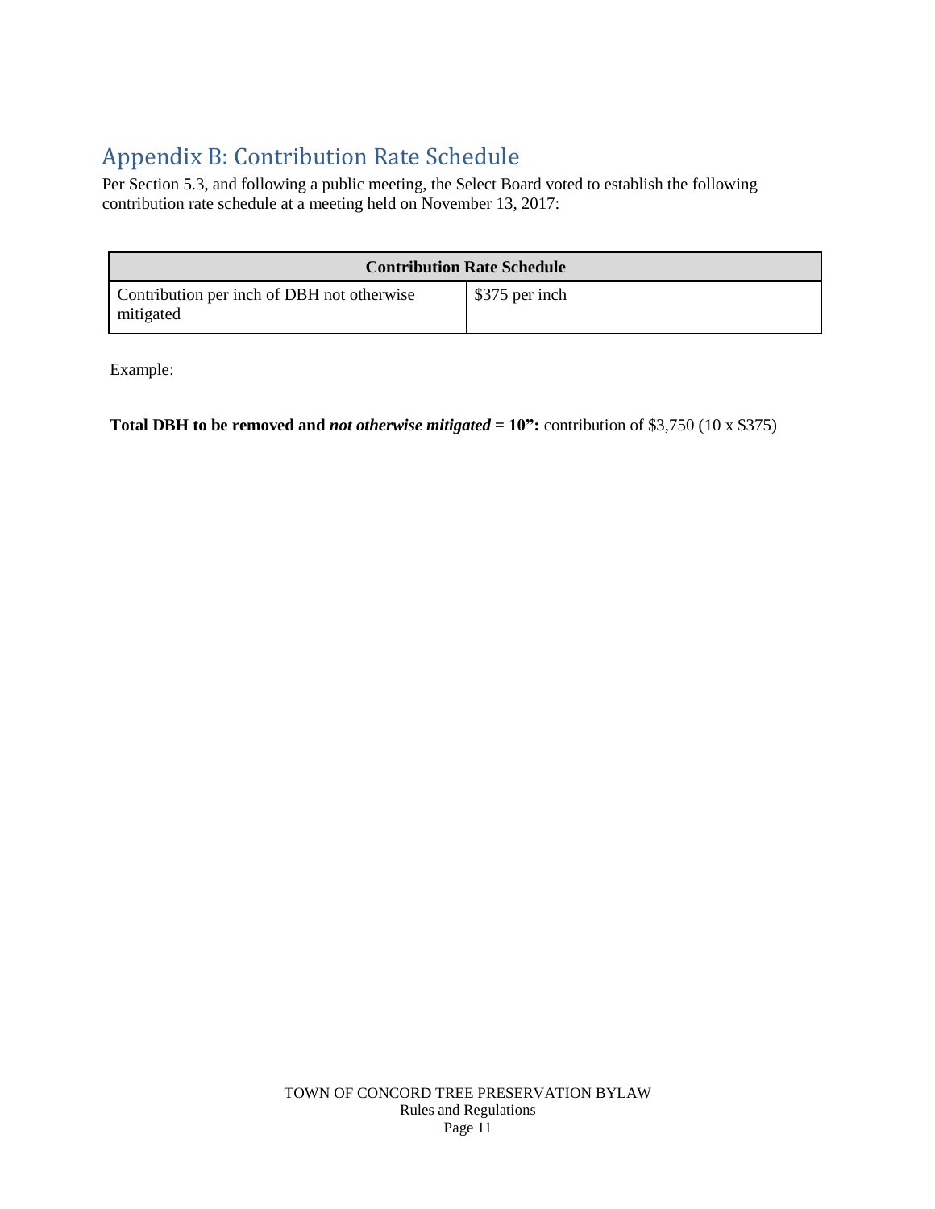## Appendix B: Contribution Rate Schedule

Per Section 5.3, and following a public meeting, the Select Board voted to establish the following contribution rate schedule at a meeting held on November 13, 2017:

| Contribution Rate Schedule | |
|---|---|
| Contribution per inch of DBH not otherwise mitigated | $375 per inch |

Example:

**Total DBH to be removed and *not otherwise mitigated* = 10":** contribution of $3,750 (10 x $375)